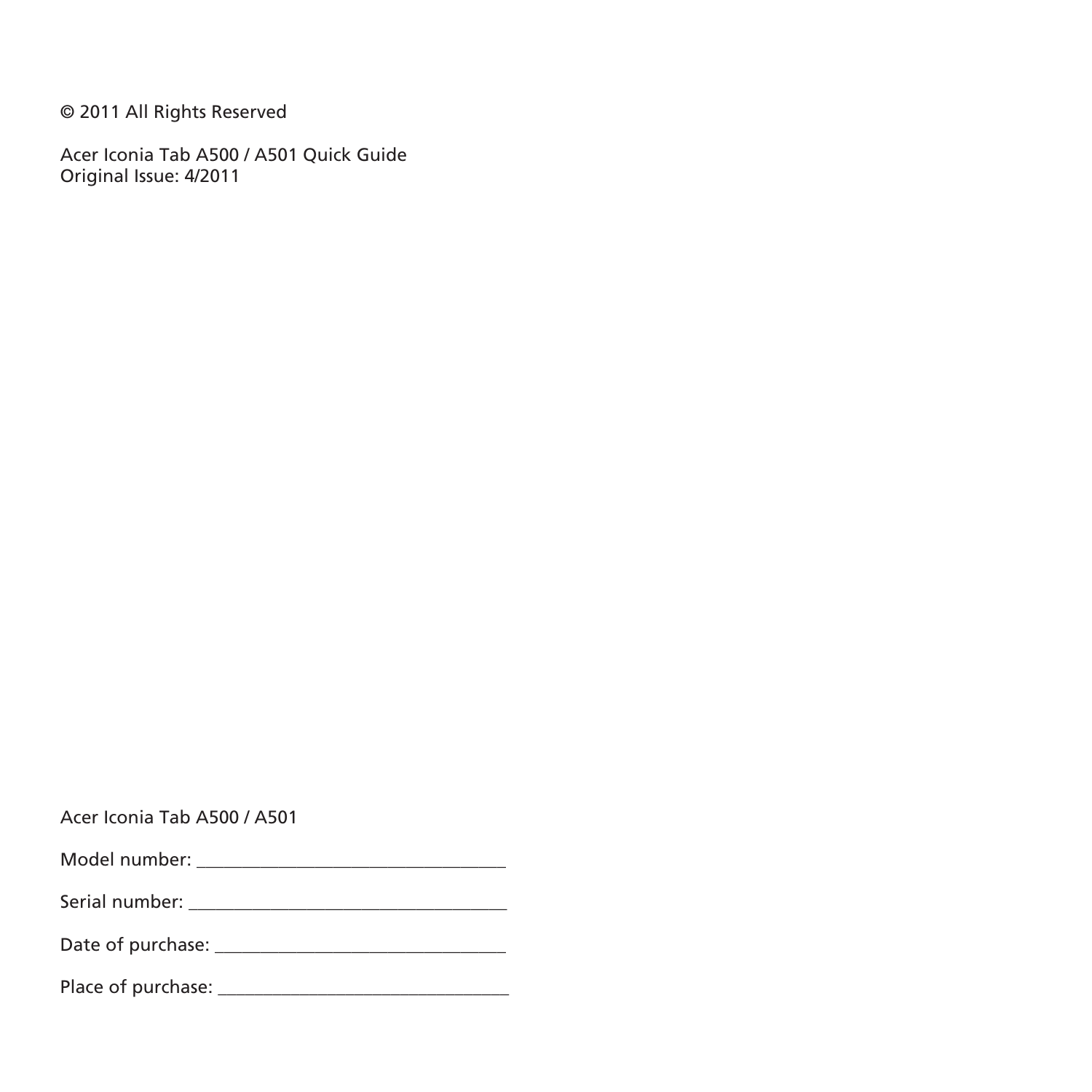© 2011 All Rights Reserved

Acer Iconia Tab A500 / A501 Quick Guide
Original Issue: 4/2011

Acer Iconia Tab A500 / A501

Model number: ___________________________________

Serial number: ___________________________________

Date of purchase: ________________________________

Place of purchase: ________________________________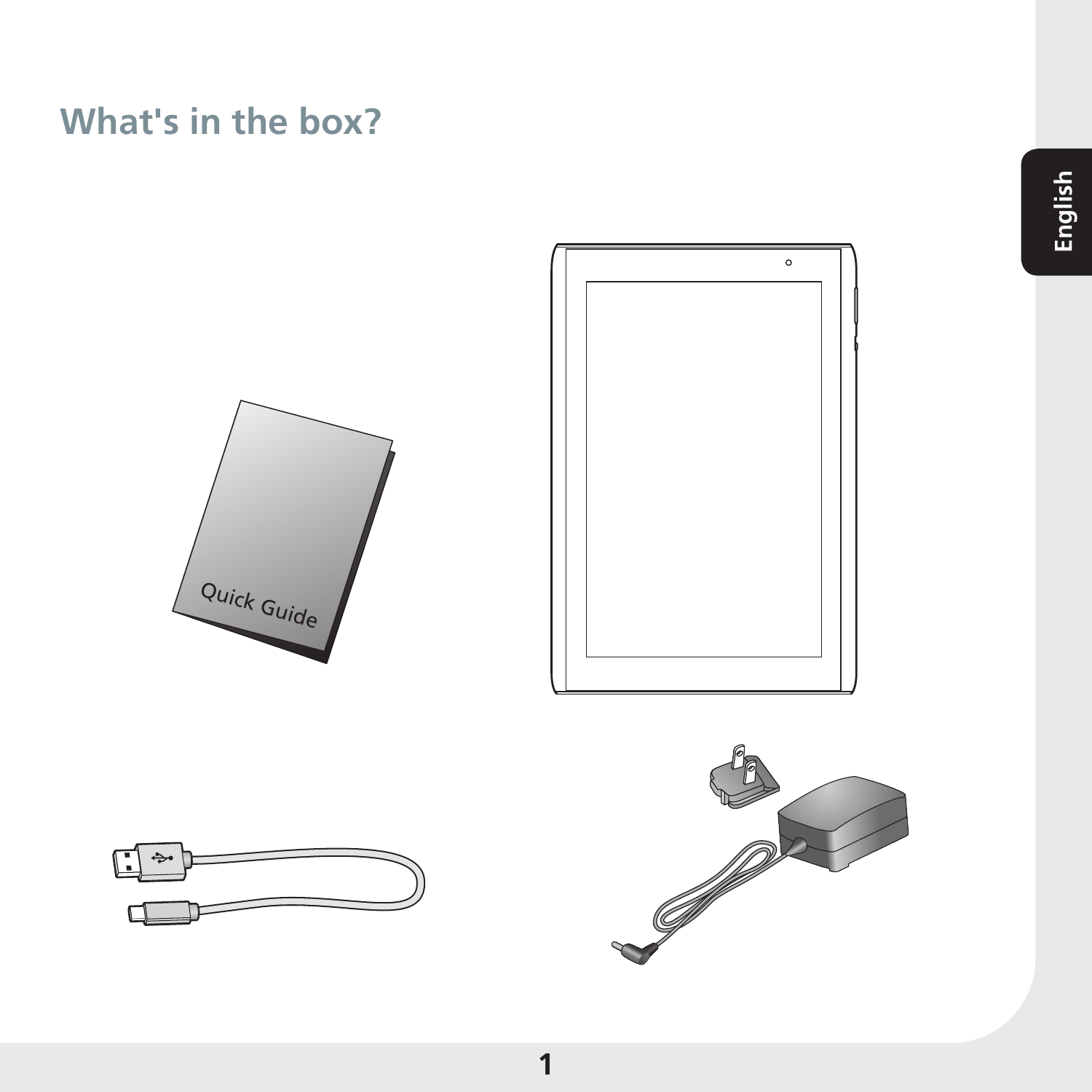# What's in the box?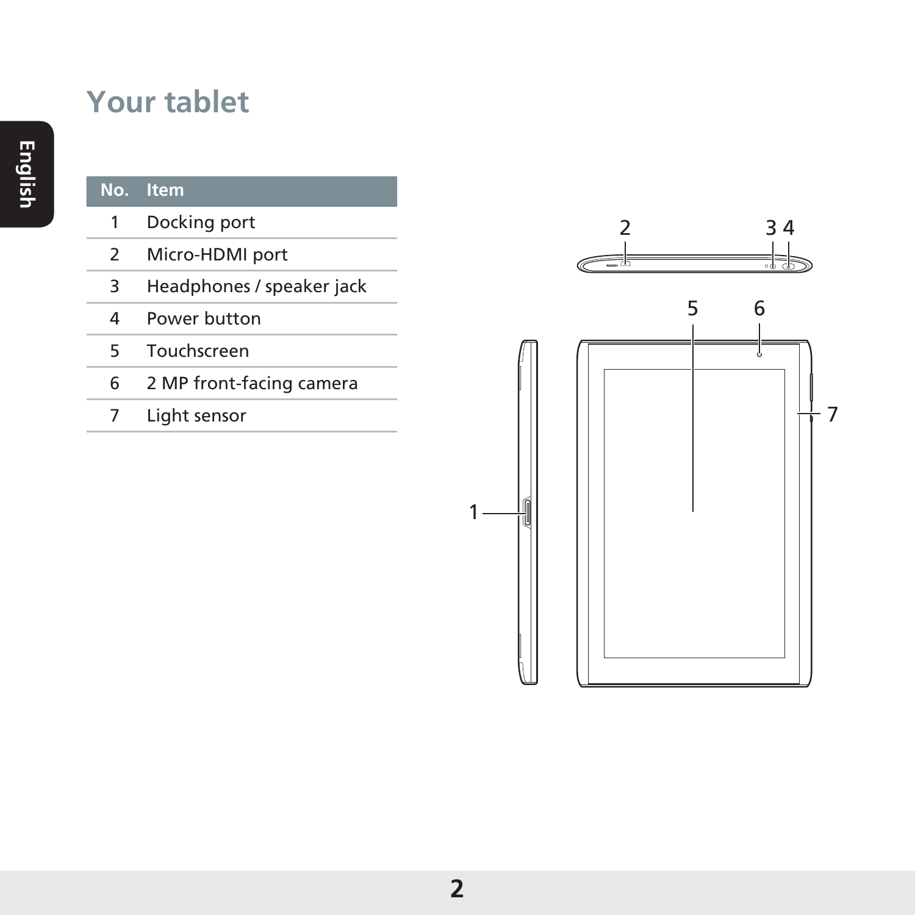# Your tablet

| No. | Item |
|---|---|
| 1 | Docking port |
| 2 | Micro-HDMI port |
| 3 | Headphones / speaker jack |
| 4 | Power button |
| 5 | Touchscreen |
| 6 | 2 MP front-facing camera |
| 7 | Light sensor |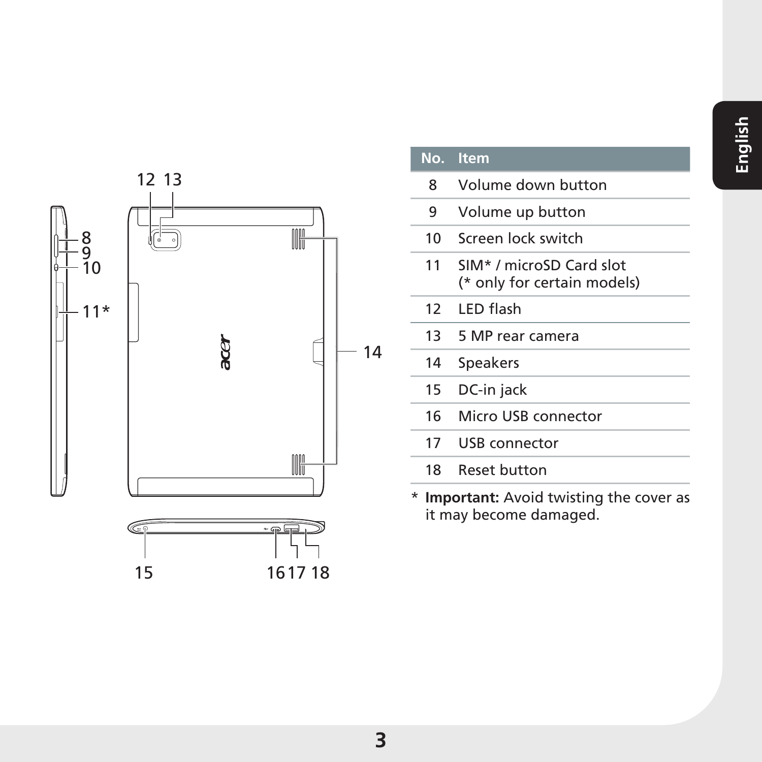| No. | Item |
|---|---|
| 8 | Volume down button |
| 9 | Volume up button |
| 10 | Screen lock switch |
| 11 | SIM* / microSD Card slot (* only for certain models) |
| 12 | LED flash |
| 13 | 5 MP rear camera |
| 14 | Speakers |
| 15 | DC-in jack |
| 16 | Micro USB connector |
| 17 | USB connector |
| 18 | Reset button |

\* **Important:** Avoid twisting the cover as it may become damaged.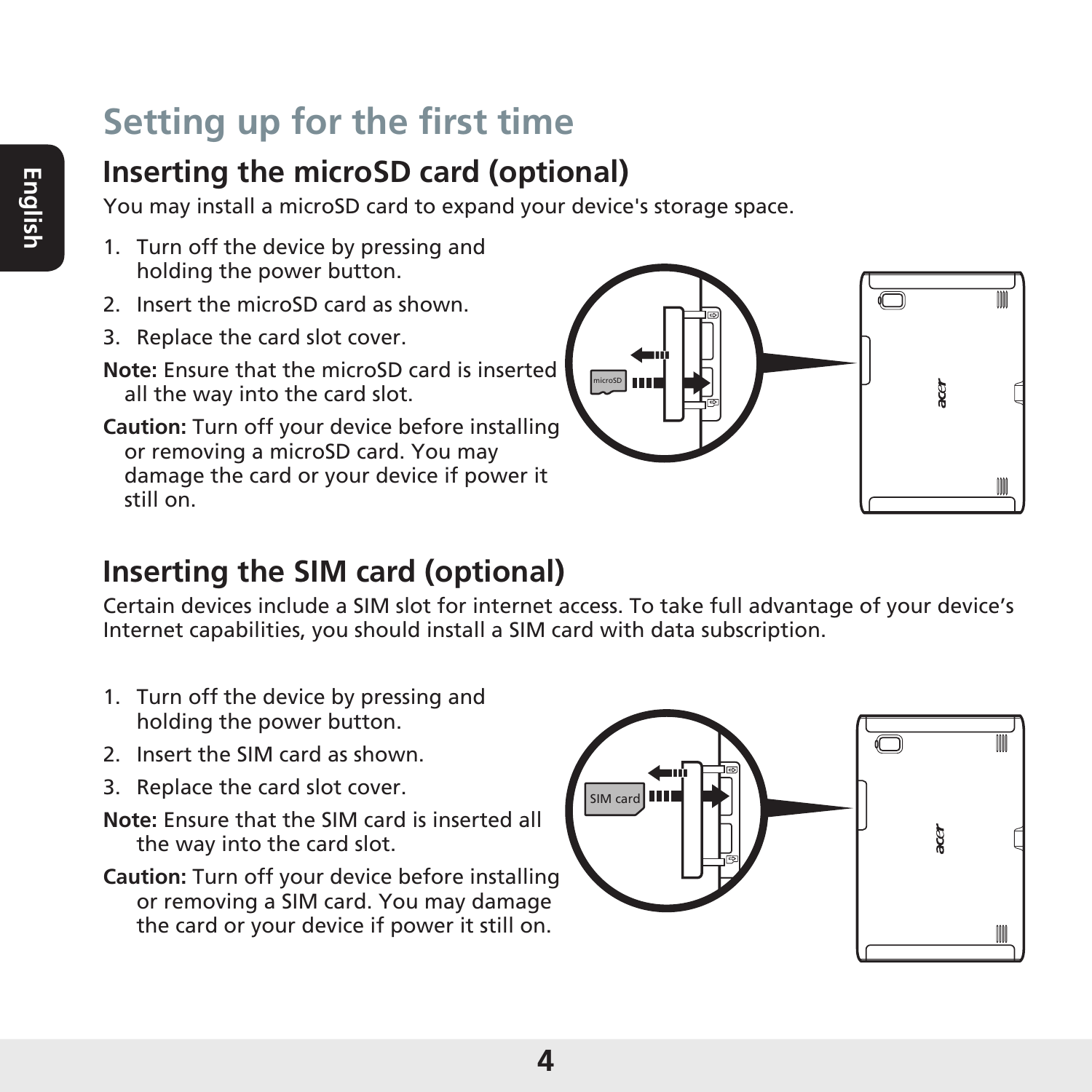# Setting up for the first time

## Inserting the microSD card (optional)

You may install a microSD card to expand your device's storage space.

1. Turn off the device by pressing and holding the power button.
2. Insert the microSD card as shown.
3. Replace the card slot cover.

**Note:** Ensure that the microSD card is inserted all the way into the card slot.

**Caution:** Turn off your device before installing or removing a microSD card. You may damage the card or your device if power it still on.

## Inserting the SIM card (optional)

Certain devices include a SIM slot for internet access. To take full advantage of your device's Internet capabilities, you should install a SIM card with data subscription.

1. Turn off the device by pressing and holding the power button.
2. Insert the SIM card as shown.
3. Replace the card slot cover.

**Note:** Ensure that the SIM card is inserted all the way into the card slot.

**Caution:** Turn off your device before installing or removing a SIM card. You may damage the card or your device if power it still on.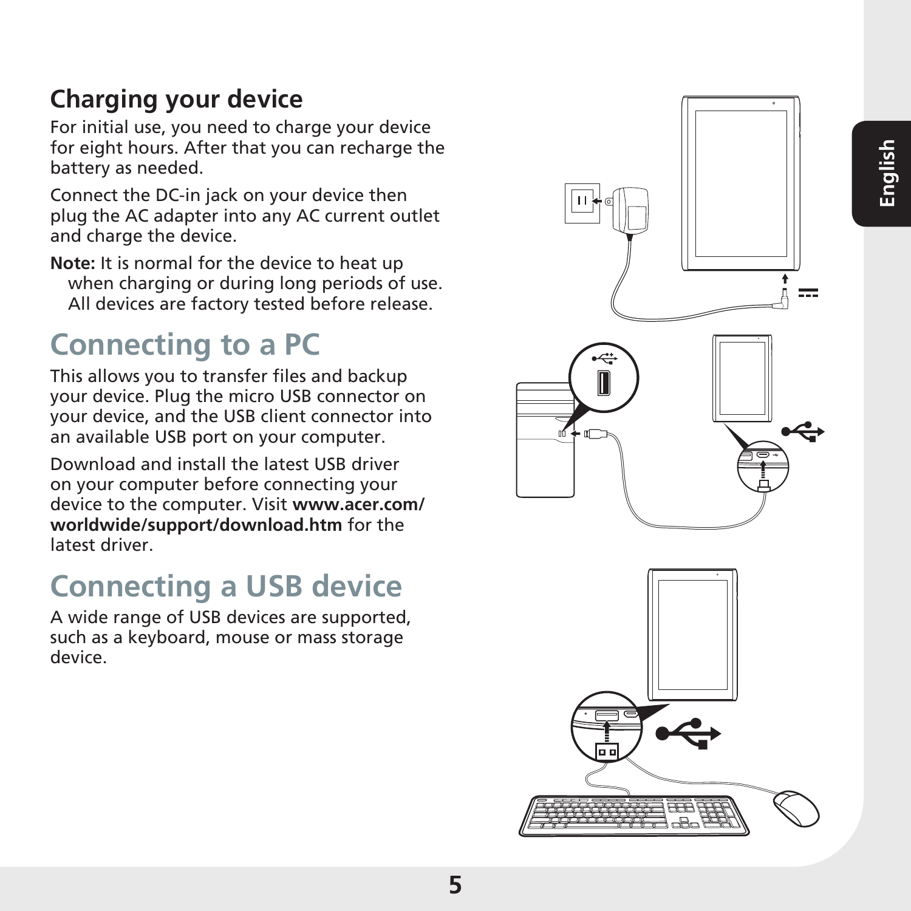## Charging your device

For initial use, you need to charge your device for eight hours. After that you can recharge the battery as needed.

Connect the DC-in jack on your device then plug the AC adapter into any AC current outlet and charge the device.

**Note:** It is normal for the device to heat up when charging or during long periods of use. All devices are factory tested before release.

# Connecting to a PC

This allows you to transfer files and backup your device. Plug the micro USB connector on your device, and the USB client connector into an available USB port on your computer.

Download and install the latest USB driver on your computer before connecting your device to the computer. Visit **www.acer.com/worldwide/support/download.htm** for the latest driver.

# Connecting a USB device

A wide range of USB devices are supported, such as a keyboard, mouse or mass storage device.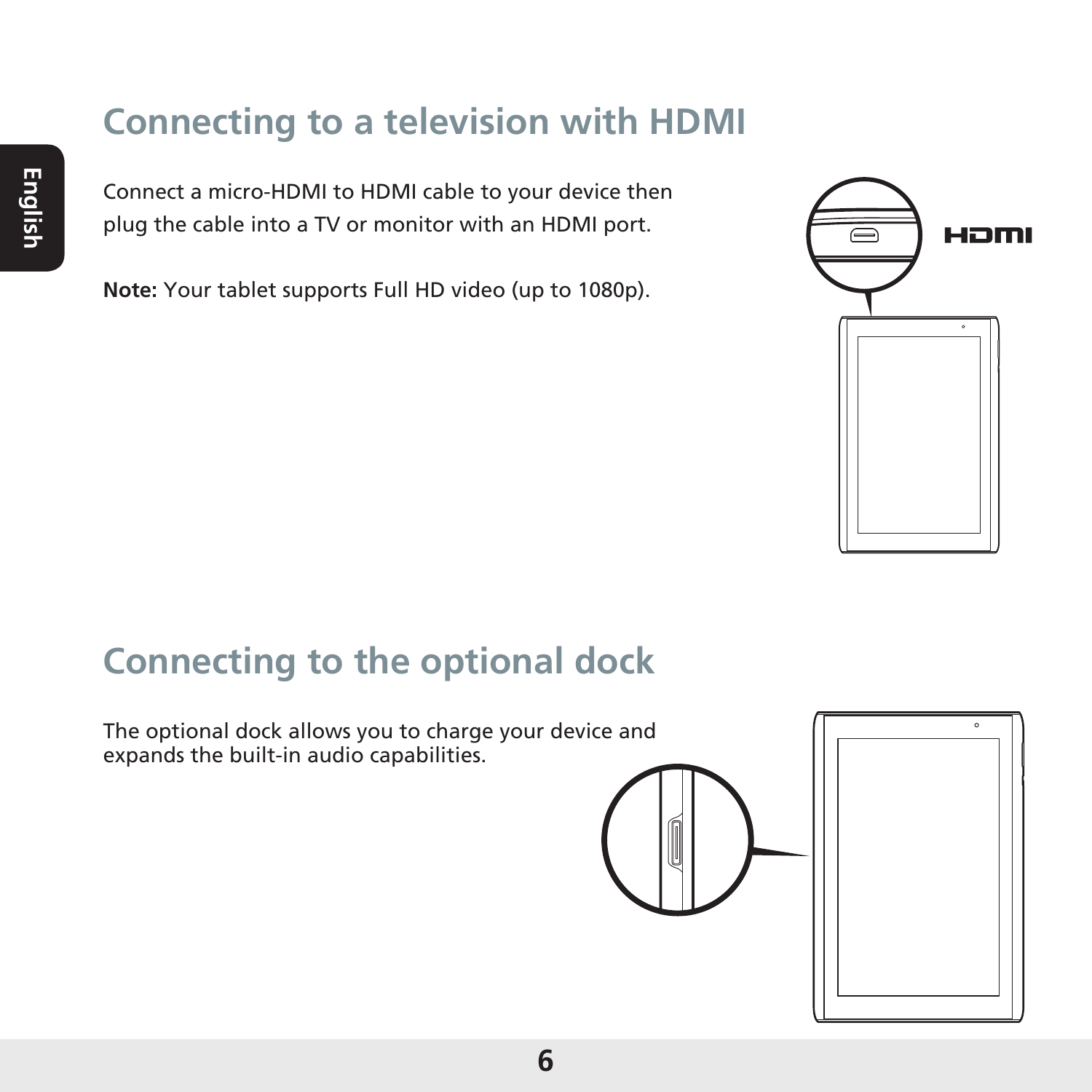## Connecting to a television with HDMI

Connect a micro-HDMI to HDMI cable to your device then plug the cable into a TV or monitor with an HDMI port.

**Note:** Your tablet supports Full HD video (up to 1080p).

## Connecting to the optional dock

The optional dock allows you to charge your device and expands the built-in audio capabilities.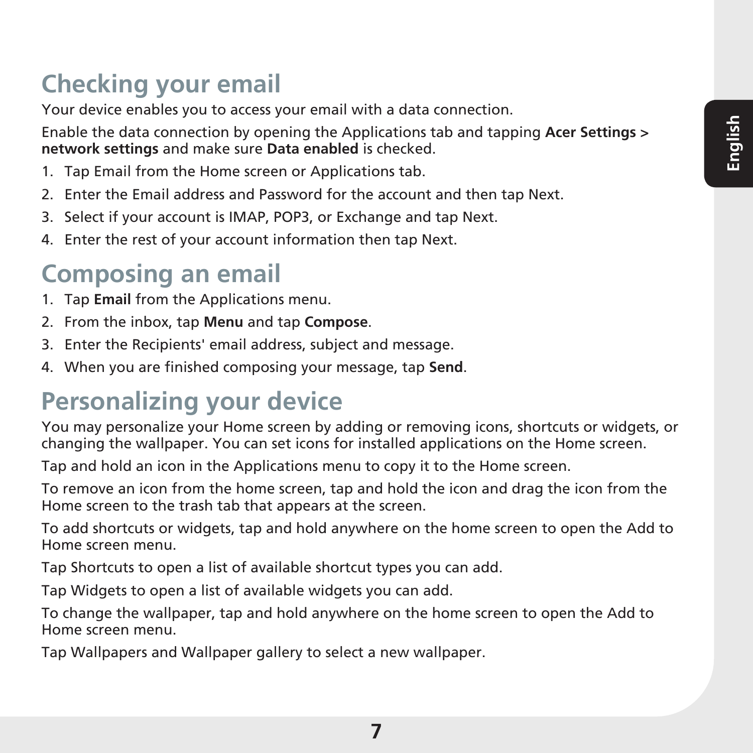## Checking your email

Your device enables you to access your email with a data connection.

Enable the data connection by opening the Applications tab and tapping **Acer Settings > network settings** and make sure **Data enabled** is checked.

1. Tap Email from the Home screen or Applications tab.
2. Enter the Email address and Password for the account and then tap Next.
3. Select if your account is IMAP, POP3, or Exchange and tap Next.
4. Enter the rest of your account information then tap Next.

## Composing an email

1. Tap **Email** from the Applications menu.
2. From the inbox, tap **Menu** and tap **Compose**.
3. Enter the Recipients' email address, subject and message.
4. When you are finished composing your message, tap **Send**.

## Personalizing your device

You may personalize your Home screen by adding or removing icons, shortcuts or widgets, or changing the wallpaper. You can set icons for installed applications on the Home screen.

Tap and hold an icon in the Applications menu to copy it to the Home screen.

To remove an icon from the home screen, tap and hold the icon and drag the icon from the Home screen to the trash tab that appears at the screen.

To add shortcuts or widgets, tap and hold anywhere on the home screen to open the Add to Home screen menu.

Tap Shortcuts to open a list of available shortcut types you can add.

Tap Widgets to open a list of available widgets you can add.

To change the wallpaper, tap and hold anywhere on the home screen to open the Add to Home screen menu.

Tap Wallpapers and Wallpaper gallery to select a new wallpaper.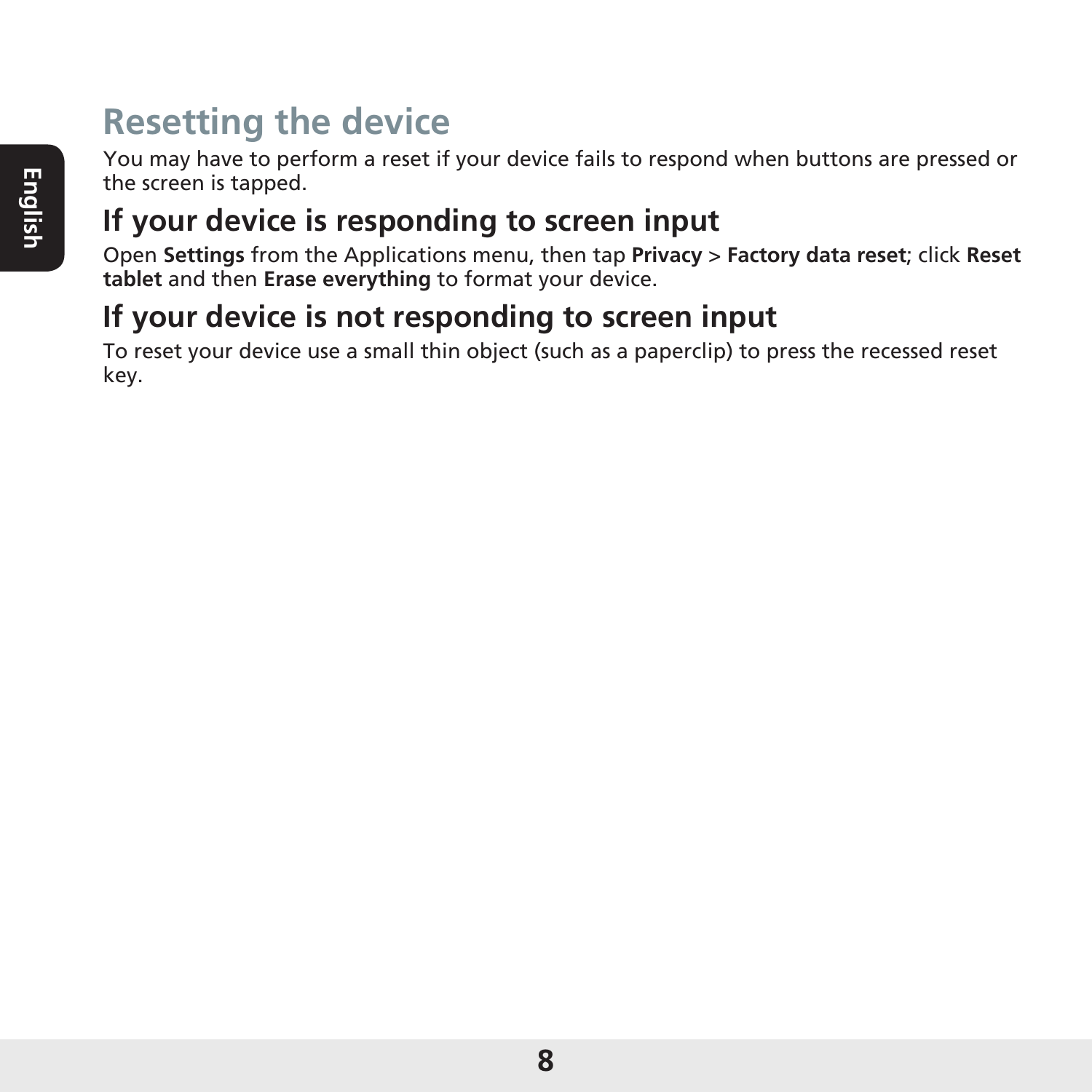# Resetting the device

You may have to perform a reset if your device fails to respond when buttons are pressed or the screen is tapped.

## If your device is responding to screen input

Open **Settings** from the Applications menu, then tap **Privacy** > **Factory data reset**; click **Reset tablet** and then **Erase everything** to format your device.

## If your device is not responding to screen input

To reset your device use a small thin object (such as a paperclip) to press the recessed reset key.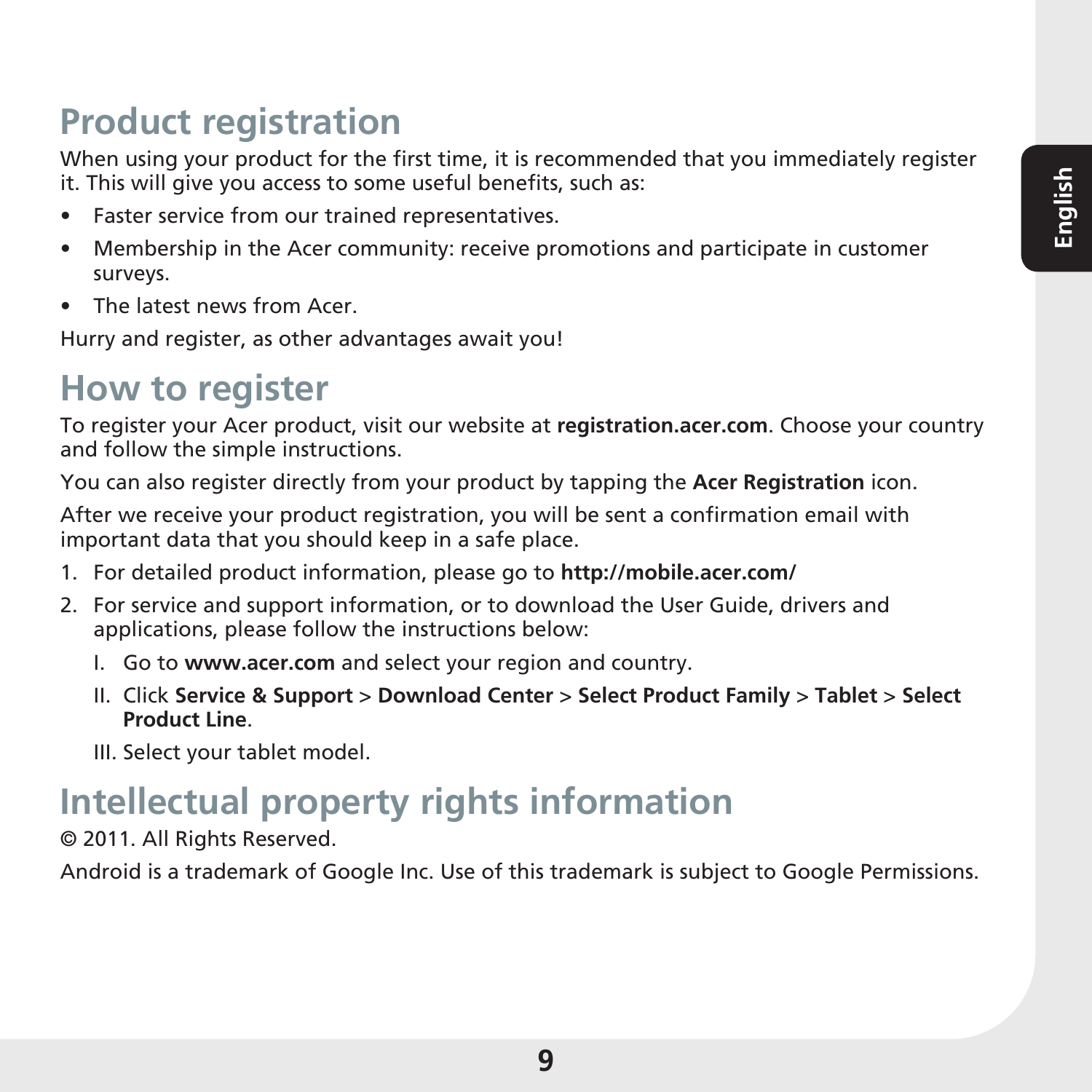# Product registration

When using your product for the first time, it is recommended that you immediately register it. This will give you access to some useful benefits, such as:

- Faster service from our trained representatives.
- Membership in the Acer community: receive promotions and participate in customer surveys.
- The latest news from Acer.

Hurry and register, as other advantages await you!

# How to register

To register your Acer product, visit our website at **registration.acer.com**. Choose your country and follow the simple instructions.

You can also register directly from your product by tapping the **Acer Registration** icon.

After we receive your product registration, you will be sent a confirmation email with important data that you should keep in a safe place.

1. For detailed product information, please go to **http://mobile.acer.com/**
2. For service and support information, or to download the User Guide, drivers and applications, please follow the instructions below:
   I. Go to **www.acer.com** and select your region and country.
   II. Click **Service & Support** > **Download Center** > **Select Product Family** > **Tablet** > **Select Product Line**.
   III. Select your tablet model.

# Intellectual property rights information

© 2011. All Rights Reserved.

Android is a trademark of Google Inc. Use of this trademark is subject to Google Permissions.